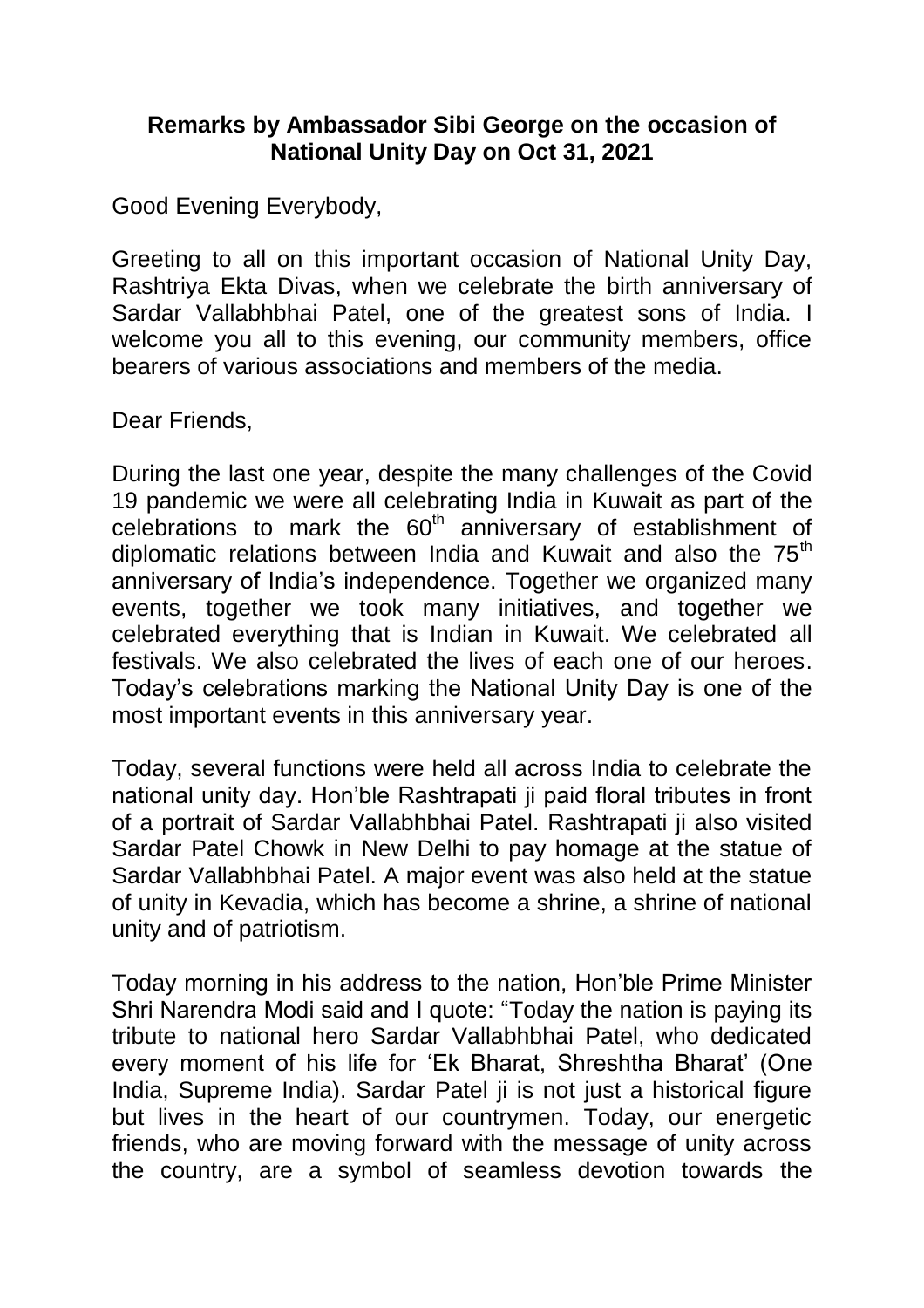**Remarks by Ambassador Sibi George on the occasion of National Unity Day on Oct 31, 2021**

Good Evening Everybody,

Greeting to all on this important occasion of National Unity Day, Rashtriya Ekta Divas, when we celebrate the birth anniversary of Sardar Vallabhbhai Patel, one of the greatest sons of India. I welcome you all to this evening, our community members, office bearers of various associations and members of the media.

Dear Friends,

During the last one year, despite the many challenges of the Covid 19 pandemic we were all celebrating India in Kuwait as part of the celebrations to mark the 60th anniversary of establishment of diplomatic relations between India and Kuwait and also the 75th anniversary of India's independence. Together we organized many events, together we took many initiatives, and together we celebrated everything that is Indian in Kuwait. We celebrated all festivals. We also celebrated the lives of each one of our heroes. Today's celebrations marking the National Unity Day is one of the most important events in this anniversary year.

Today, several functions were held all across India to celebrate the national unity day. Hon'ble Rashtrapati ji paid floral tributes in front of a portrait of Sardar Vallabhbhai Patel. Rashtrapati ji also visited Sardar Patel Chowk in New Delhi to pay homage at the statue of Sardar Vallabhbhai Patel. A major event was also held at the statue of unity in Kevadia, which has become a shrine, a shrine of national unity and of patriotism.

Today morning in his address to the nation, Hon'ble Prime Minister Shri Narendra Modi said and I quote: "Today the nation is paying its tribute to national hero Sardar Vallabhbhai Patel, who dedicated every moment of his life for 'Ek Bharat, Shreshtha Bharat' (One India, Supreme India). Sardar Patel ji is not just a historical figure but lives in the heart of our countrymen. Today, our energetic friends, who are moving forward with the message of unity across the country, are a symbol of seamless devotion towards the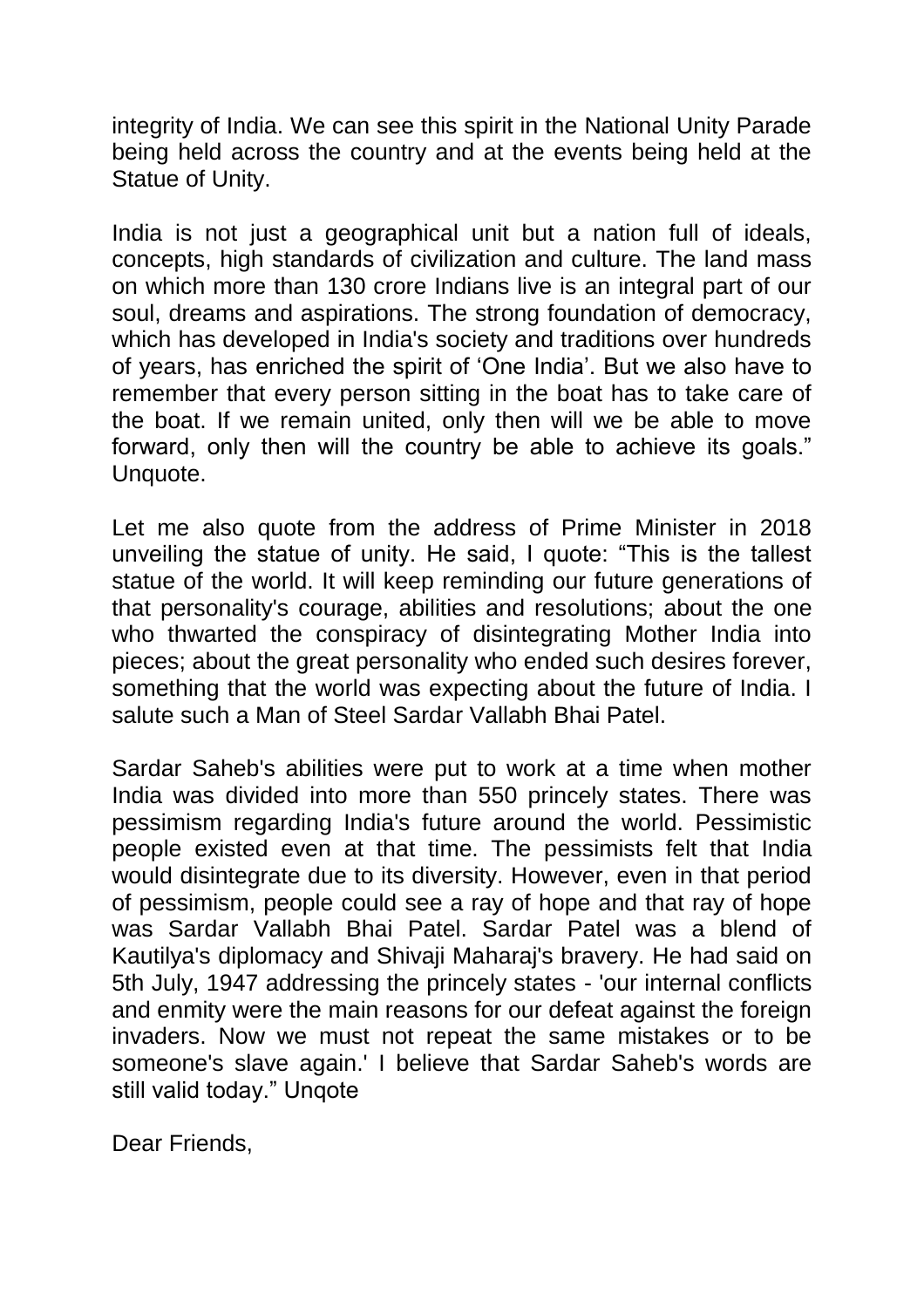integrity of India. We can see this spirit in the National Unity Parade being held across the country and at the events being held at the Statue of Unity.

India is not just a geographical unit but a nation full of ideals, concepts, high standards of civilization and culture. The land mass on which more than 130 crore Indians live is an integral part of our soul, dreams and aspirations. The strong foundation of democracy, which has developed in India's society and traditions over hundreds of years, has enriched the spirit of 'One India'. But we also have to remember that every person sitting in the boat has to take care of the boat. If we remain united, only then will we be able to move forward, only then will the country be able to achieve its goals." Unquote.

Let me also quote from the address of Prime Minister in 2018 unveiling the statue of unity. He said, I quote: "This is the tallest statue of the world. It will keep reminding our future generations of that personality's courage, abilities and resolutions; about the one who thwarted the conspiracy of disintegrating Mother India into pieces; about the great personality who ended such desires forever, something that the world was expecting about the future of India. I salute such a Man of Steel Sardar Vallabh Bhai Patel.

Sardar Saheb's abilities were put to work at a time when mother India was divided into more than 550 princely states. There was pessimism regarding India's future around the world. Pessimistic people existed even at that time. The pessimists felt that India would disintegrate due to its diversity. However, even in that period of pessimism, people could see a ray of hope and that ray of hope was Sardar Vallabh Bhai Patel. Sardar Patel was a blend of Kautilya's diplomacy and Shivaji Maharaj's bravery. He had said on 5th July, 1947 addressing the princely states - 'our internal conflicts and enmity were the main reasons for our defeat against the foreign invaders. Now we must not repeat the same mistakes or to be someone's slave again.' I believe that Sardar Saheb's words are still valid today." Unqote

Dear Friends,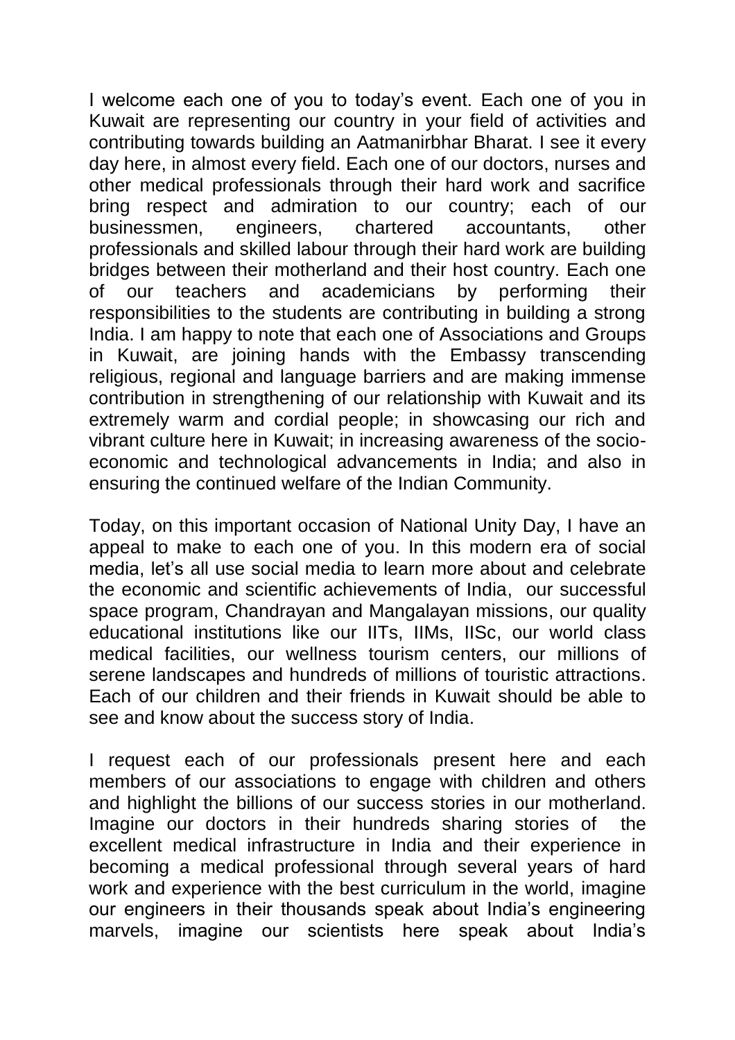I welcome each one of you to today's event. Each one of you in Kuwait are representing our country in your field of activities and contributing towards building an Aatmanirbhar Bharat. I see it every day here, in almost every field. Each one of our doctors, nurses and other medical professionals through their hard work and sacrifice bring respect and admiration to our country; each of our businessmen, engineers, chartered accountants, other professionals and skilled labour through their hard work are building bridges between their motherland and their host country. Each one of our teachers and academicians by performing their responsibilities to the students are contributing in building a strong India. I am happy to note that each one of Associations and Groups in Kuwait, are joining hands with the Embassy transcending religious, regional and language barriers and are making immense contribution in strengthening of our relationship with Kuwait and its extremely warm and cordial people; in showcasing our rich and vibrant culture here in Kuwait; in increasing awareness of the socio-economic and technological advancements in India; and also in ensuring the continued welfare of the Indian Community.

Today, on this important occasion of National Unity Day, I have an appeal to make to each one of you. In this modern era of social media, let's all use social media to learn more about and celebrate the economic and scientific achievements of India, our successful space program, Chandrayan and Mangalayan missions, our quality educational institutions like our IITs, IIMs, IISc, our world class medical facilities, our wellness tourism centers, our millions of serene landscapes and hundreds of millions of touristic attractions. Each of our children and their friends in Kuwait should be able to see and know about the success story of India.

I request each of our professionals present here and each members of our associations to engage with children and others and highlight the billions of our success stories in our motherland. Imagine our doctors in their hundreds sharing stories of the excellent medical infrastructure in India and their experience in becoming a medical professional through several years of hard work and experience with the best curriculum in the world, imagine our engineers in their thousands speak about India's engineering marvels, imagine our scientists here speak about India's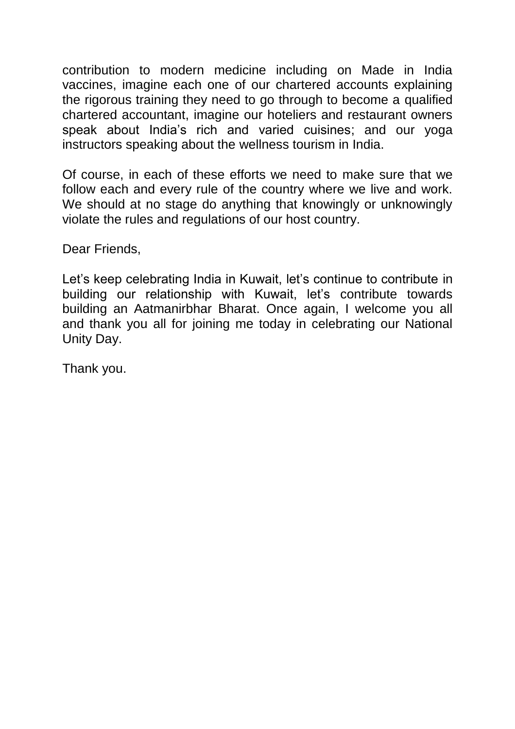contribution to modern medicine including on Made in India vaccines, imagine each one of our chartered accounts explaining the rigorous training they need to go through to become a qualified chartered accountant, imagine our hoteliers and restaurant owners speak about India's rich and varied cuisines; and our yoga instructors speaking about the wellness tourism in India.

Of course, in each of these efforts we need to make sure that we follow each and every rule of the country where we live and work. We should at no stage do anything that knowingly or unknowingly violate the rules and regulations of our host country.

Dear Friends,

Let's keep celebrating India in Kuwait, let's continue to contribute in building our relationship with Kuwait, let's contribute towards building an Aatmanirbhar Bharat. Once again, I welcome you all and thank you all for joining me today in celebrating our National Unity Day.

Thank you.